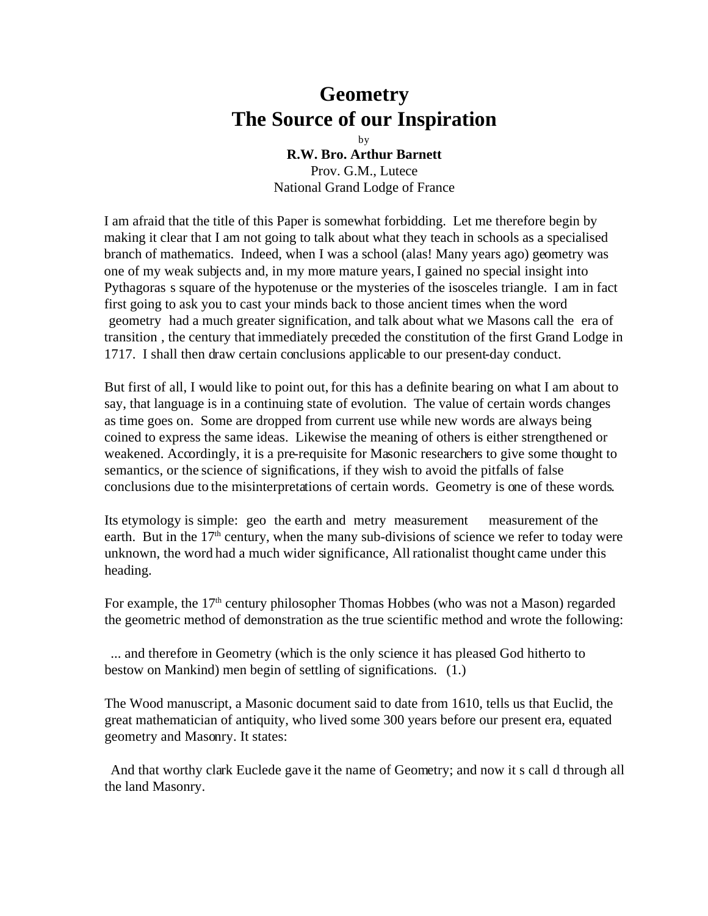# Geometry
# The Source of our Inspiration

by

**R.W. Bro. Arthur Barnett**
Prov. G.M., Lutece
National Grand Lodge of France

I am afraid that the title of this Paper is somewhat forbidding. Let me therefore begin by making it clear that I am not going to talk about what they teach in schools as a specialised branch of mathematics. Indeed, when I was a school (alas! Many years ago) geometry was one of my weak subjects and, in my more mature years, I gained no special insight into Pythagoras s square of the hypotenuse or the mysteries of the isosceles triangle. I am in fact first going to ask you to cast your minds back to those ancient times when the word geometry had a much greater signification, and talk about what we Masons call the era of transition , the century that immediately preceded the constitution of the first Grand Lodge in 1717. I shall then draw certain conclusions applicable to our present-day conduct.

But first of all, I would like to point out, for this has a definite bearing on what I am about to say, that language is in a continuing state of evolution. The value of certain words changes as time goes on. Some are dropped from current use while new words are always being coined to express the same ideas. Likewise the meaning of others is either strengthened or weakened. Accordingly, it is a pre-requisite for Masonic researchers to give some thought to semantics, or the science of significations, if they wish to avoid the pitfalls of false conclusions due to the misinterpretations of certain words. Geometry is one of these words.

Its etymology is simple: geo the earth and metry measurement measurement of the earth. But in the 17th century, when the many sub-divisions of science we refer to today were unknown, the word had a much wider significance, All rationalist thought came under this heading.

For example, the 17th century philosopher Thomas Hobbes (who was not a Mason) regarded the geometric method of demonstration as the true scientific method and wrote the following:

... and therefore in Geometry (which is the only science it has pleased God hitherto to bestow on Mankind) men begin of settling of significations. (1.)

The Wood manuscript, a Masonic document said to date from 1610, tells us that Euclid, the great mathematician of antiquity, who lived some 300 years before our present era, equated geometry and Masonry. It states:

And that worthy clark Euclede gave it the name of Geometry; and now it s call d through all the land Masonry.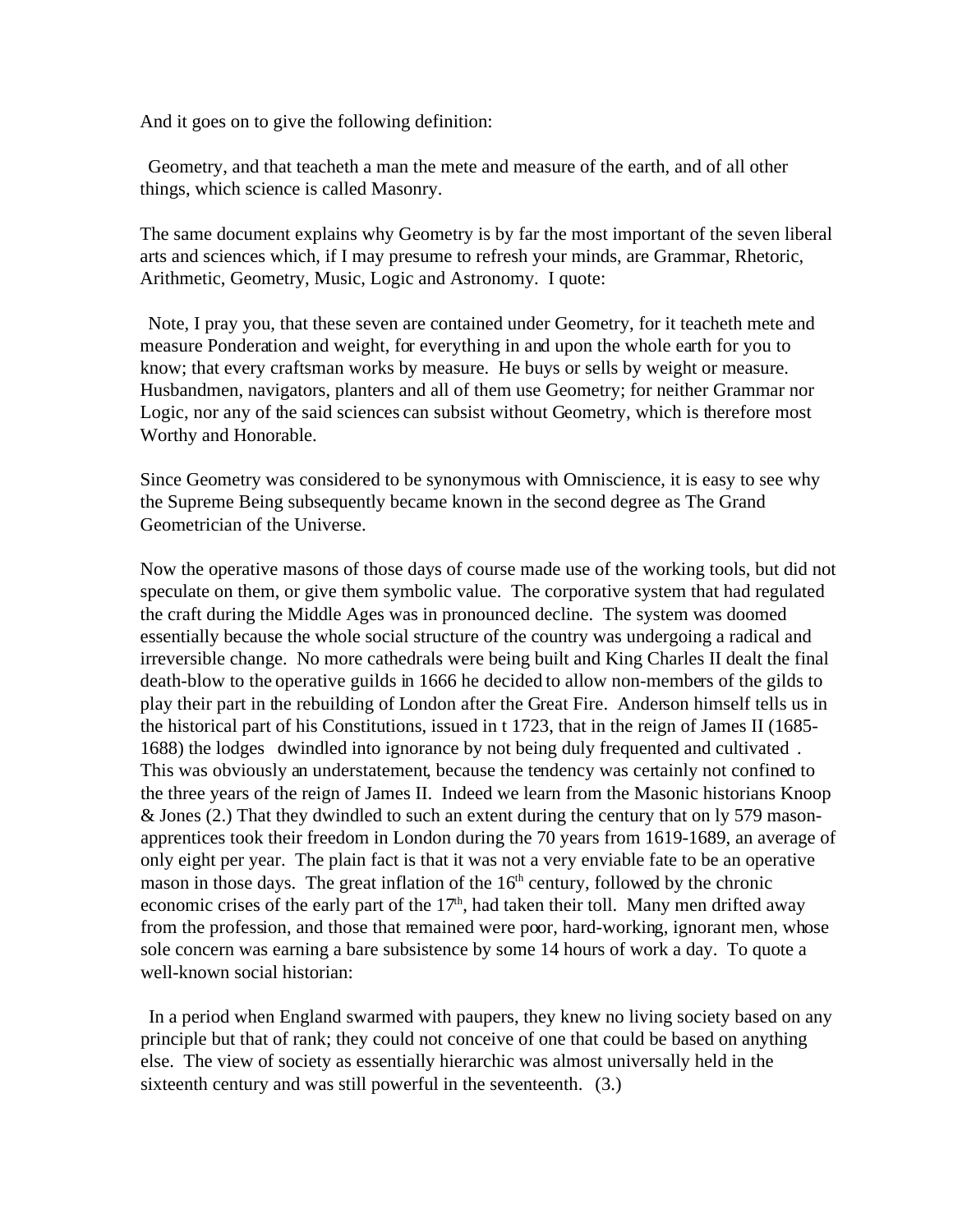And it goes on to give the following definition:

> Geometry, and that teacheth a man the mete and measure of the earth, and of all other things, which science is called Masonry.

The same document explains why Geometry is by far the most important of the seven liberal arts and sciences which, if I may presume to refresh your minds, are Grammar, Rhetoric, Arithmetic, Geometry, Music, Logic and Astronomy. I quote:

> Note, I pray you, that these seven are contained under Geometry, for it teacheth mete and measure Ponderation and weight, for everything in and upon the whole earth for you to know; that every craftsman works by measure. He buys or sells by weight or measure. Husbandmen, navigators, planters and all of them use Geometry; for neither Grammar nor Logic, nor any of the said sciences can subsist without Geometry, which is therefore most Worthy and Honorable.

Since Geometry was considered to be synonymous with Omniscience, it is easy to see why the Supreme Being subsequently became known in the second degree as The Grand Geometrician of the Universe.

Now the operative masons of those days of course made use of the working tools, but did not speculate on them, or give them symbolic value. The corporative system that had regulated the craft during the Middle Ages was in pronounced decline. The system was doomed essentially because the whole social structure of the country was undergoing a radical and irreversible change. No more cathedrals were being built and King Charles II dealt the final death-blow to the operative guilds in 1666 he decided to allow non-members of the gilds to play their part in the rebuilding of London after the Great Fire. Anderson himself tells us in the historical part of his Constitutions, issued in t 1723, that in the reign of James II (1685-1688) the lodges dwindled into ignorance by not being duly frequented and cultivated . This was obviously an understatement, because the tendency was certainly not confined to the three years of the reign of James II. Indeed we learn from the Masonic historians Knoop & Jones (2.) That they dwindled to such an extent during the century that on ly 579 mason-apprentices took their freedom in London during the 70 years from 1619-1689, an average of only eight per year. The plain fact is that it was not a very enviable fate to be an operative mason in those days. The great inflation of the 16th century, followed by the chronic economic crises of the early part of the 17th, had taken their toll. Many men drifted away from the profession, and those that remained were poor, hard-working, ignorant men, whose sole concern was earning a bare subsistence by some 14 hours of work a day. To quote a well-known social historian:

> In a period when England swarmed with paupers, they knew no living society based on any principle but that of rank; they could not conceive of one that could be based on anything else. The view of society as essentially hierarchic was almost universally held in the sixteenth century and was still powerful in the seventeenth. (3.)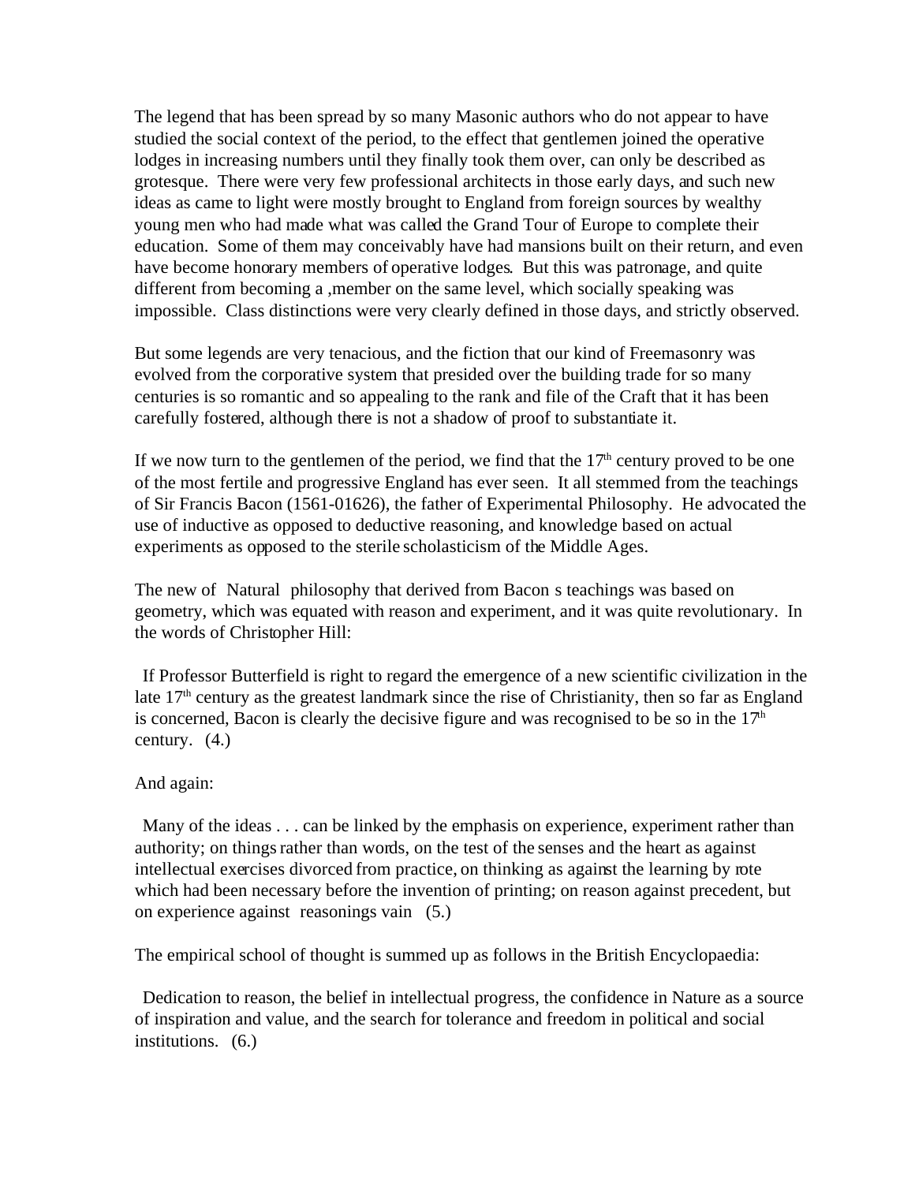The legend that has been spread by so many Masonic authors who do not appear to have studied the social context of the period, to the effect that gentlemen joined the operative lodges in increasing numbers until they finally took them over, can only be described as grotesque. There were very few professional architects in those early days, and such new ideas as came to light were mostly brought to England from foreign sources by wealthy young men who had made what was called the Grand Tour of Europe to complete their education. Some of them may conceivably have had mansions built on their return, and even have become honorary members of operative lodges. But this was patronage, and quite different from becoming a ,member on the same level, which socially speaking was impossible. Class distinctions were very clearly defined in those days, and strictly observed.

But some legends are very tenacious, and the fiction that our kind of Freemasonry was evolved from the corporative system that presided over the building trade for so many centuries is so romantic and so appealing to the rank and file of the Craft that it has been carefully fostered, although there is not a shadow of proof to substantiate it.

If we now turn to the gentlemen of the period, we find that the 17th century proved to be one of the most fertile and progressive England has ever seen. It all stemmed from the teachings of Sir Francis Bacon (1561-01626), the father of Experimental Philosophy. He advocated the use of inductive as opposed to deductive reasoning, and knowledge based on actual experiments as opposed to the sterile scholasticism of the Middle Ages.

The new of Natural philosophy that derived from Bacon s teachings was based on geometry, which was equated with reason and experiment, and it was quite revolutionary. In the words of Christopher Hill:

If Professor Butterfield is right to regard the emergence of a new scientific civilization in the late 17th century as the greatest landmark since the rise of Christianity, then so far as England is concerned, Bacon is clearly the decisive figure and was recognised to be so in the 17th century. (4.)

And again:

Many of the ideas . . . can be linked by the emphasis on experience, experiment rather than authority; on things rather than words, on the test of the senses and the heart as against intellectual exercises divorced from practice, on thinking as against the learning by rote which had been necessary before the invention of printing; on reason against precedent, but on experience against reasonings vain (5.)

The empirical school of thought is summed up as follows in the British Encyclopaedia:

Dedication to reason, the belief in intellectual progress, the confidence in Nature as a source of inspiration and value, and the search for tolerance and freedom in political and social institutions. (6.)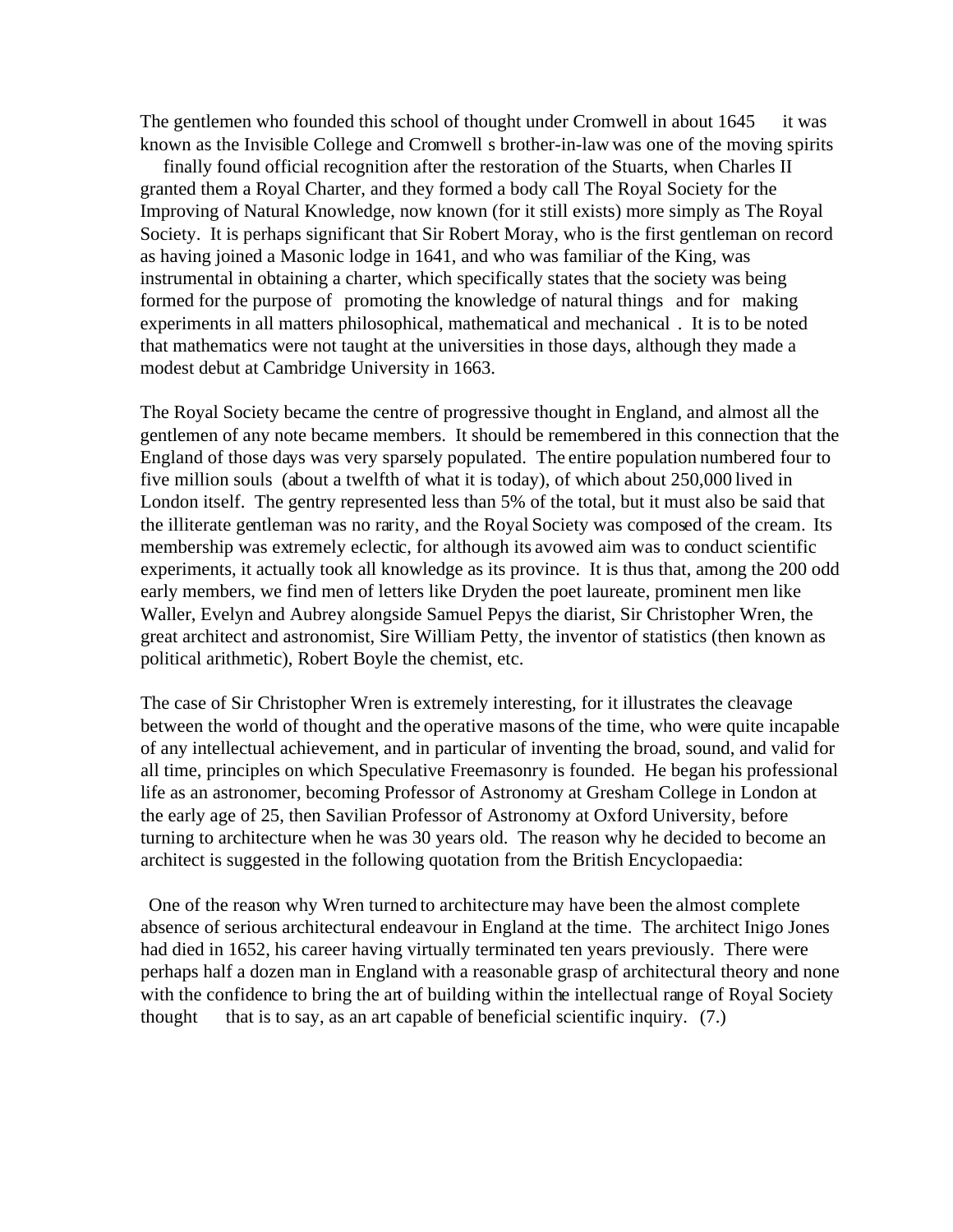The gentlemen who founded this school of thought under Cromwell in about 1645 it was known as the Invisible College and Cromwell s brother-in-law was one of the moving spirits finally found official recognition after the restoration of the Stuarts, when Charles II granted them a Royal Charter, and they formed a body call The Royal Society for the Improving of Natural Knowledge, now known (for it still exists) more simply as The Royal Society. It is perhaps significant that Sir Robert Moray, who is the first gentleman on record as having joined a Masonic lodge in 1641, and who was familiar of the King, was instrumental in obtaining a charter, which specifically states that the society was being formed for the purpose of promoting the knowledge of natural things and for making experiments in all matters philosophical, mathematical and mechanical . It is to be noted that mathematics were not taught at the universities in those days, although they made a modest debut at Cambridge University in 1663.

The Royal Society became the centre of progressive thought in England, and almost all the gentlemen of any note became members. It should be remembered in this connection that the England of those days was very sparsely populated. The entire population numbered four to five million souls (about a twelfth of what it is today), of which about 250,000 lived in London itself. The gentry represented less than 5% of the total, but it must also be said that the illiterate gentleman was no rarity, and the Royal Society was composed of the cream. Its membership was extremely eclectic, for although its avowed aim was to conduct scientific experiments, it actually took all knowledge as its province. It is thus that, among the 200 odd early members, we find men of letters like Dryden the poet laureate, prominent men like Waller, Evelyn and Aubrey alongside Samuel Pepys the diarist, Sir Christopher Wren, the great architect and astronomist, Sire William Petty, the inventor of statistics (then known as political arithmetic), Robert Boyle the chemist, etc.

The case of Sir Christopher Wren is extremely interesting, for it illustrates the cleavage between the world of thought and the operative masons of the time, who were quite incapable of any intellectual achievement, and in particular of inventing the broad, sound, and valid for all time, principles on which Speculative Freemasonry is founded. He began his professional life as an astronomer, becoming Professor of Astronomy at Gresham College in London at the early age of 25, then Savilian Professor of Astronomy at Oxford University, before turning to architecture when he was 30 years old. The reason why he decided to become an architect is suggested in the following quotation from the British Encyclopaedia:

One of the reason why Wren turned to architecture may have been the almost complete absence of serious architectural endeavour in England at the time. The architect Inigo Jones had died in 1652, his career having virtually terminated ten years previously. There were perhaps half a dozen man in England with a reasonable grasp of architectural theory and none with the confidence to bring the art of building within the intellectual range of Royal Society thought that is to say, as an art capable of beneficial scientific inquiry. (7.)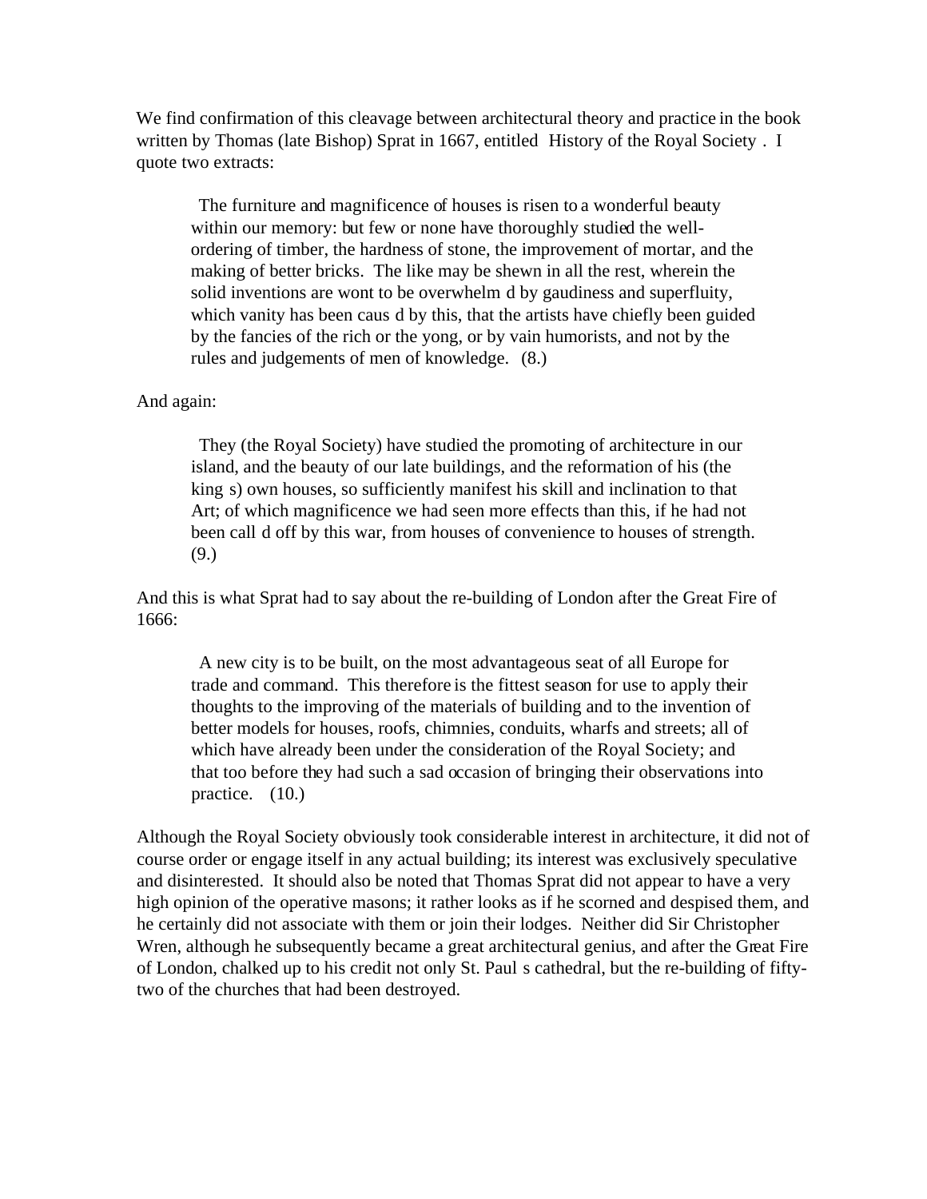We find confirmation of this cleavage between architectural theory and practice in the book written by Thomas (late Bishop) Sprat in 1667, entitled History of the Royal Society . I quote two extracts:

> The furniture and magnificence of houses is risen to a wonderful beauty within our memory: but few or none have thoroughly studied the well-ordering of timber, the hardness of stone, the improvement of mortar, and the making of better bricks. The like may be shewn in all the rest, wherein the solid inventions are wont to be overwhelm d by gaudiness and superfluity, which vanity has been caus d by this, that the artists have chiefly been guided by the fancies of the rich or the yong, or by vain humorists, and not by the rules and judgements of men of knowledge. (8.)

And again:

> They (the Royal Society) have studied the promoting of architecture in our island, and the beauty of our late buildings, and the reformation of his (the king s) own houses, so sufficiently manifest his skill and inclination to that Art; of which magnificence we had seen more effects than this, if he had not been call d off by this war, from houses of convenience to houses of strength. (9.)

And this is what Sprat had to say about the re-building of London after the Great Fire of 1666:

> A new city is to be built, on the most advantageous seat of all Europe for trade and command. This therefore is the fittest season for use to apply their thoughts to the improving of the materials of building and to the invention of better models for houses, roofs, chimnies, conduits, wharfs and streets; all of which have already been under the consideration of the Royal Society; and that too before they had such a sad occasion of bringing their observations into practice. (10.)

Although the Royal Society obviously took considerable interest in architecture, it did not of course order or engage itself in any actual building; its interest was exclusively speculative and disinterested. It should also be noted that Thomas Sprat did not appear to have a very high opinion of the operative masons; it rather looks as if he scorned and despised them, and he certainly did not associate with them or join their lodges. Neither did Sir Christopher Wren, although he subsequently became a great architectural genius, and after the Great Fire of London, chalked up to his credit not only St. Paul s cathedral, but the re-building of fifty-two of the churches that had been destroyed.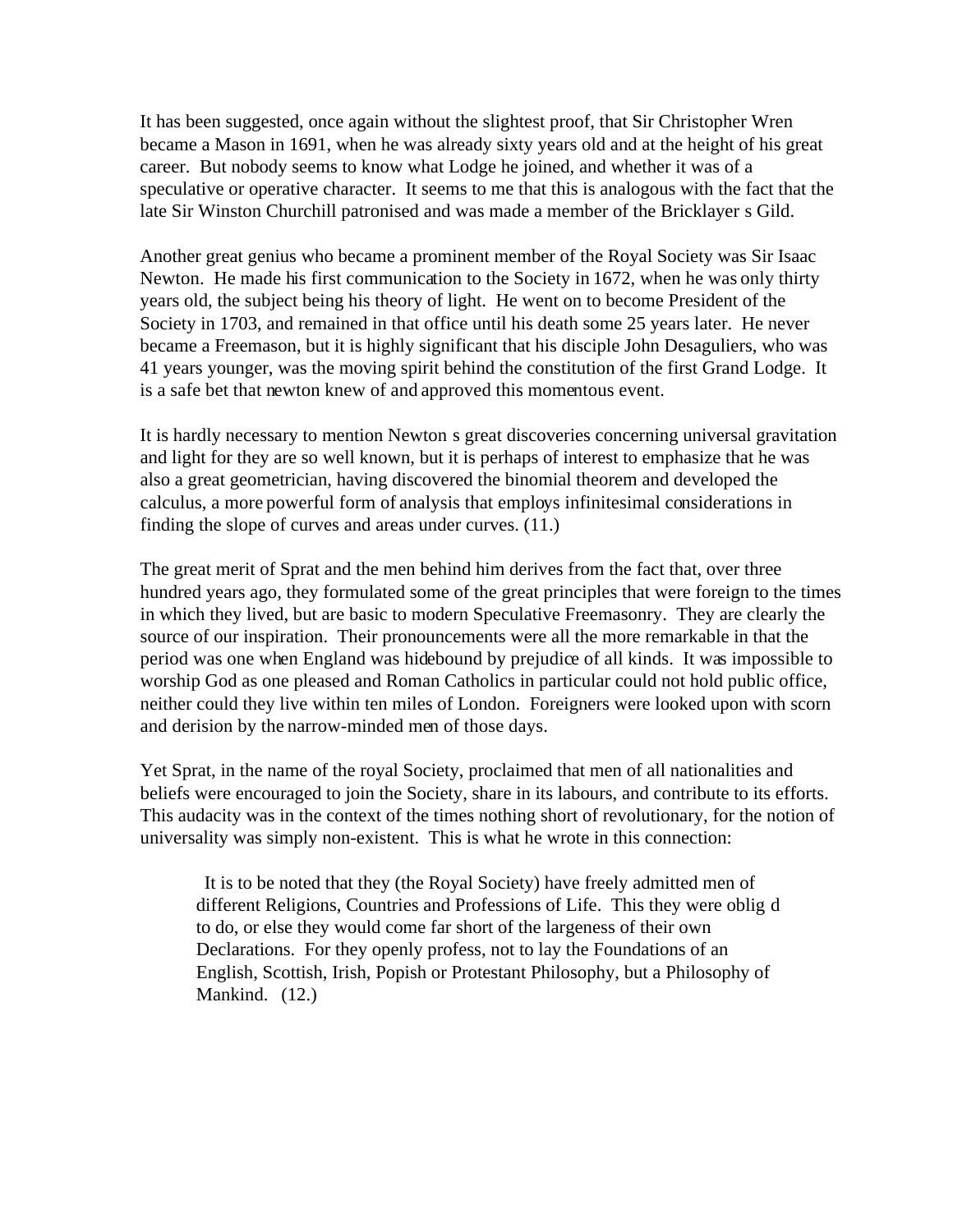It has been suggested, once again without the slightest proof, that Sir Christopher Wren became a Mason in 1691, when he was already sixty years old and at the height of his great career. But nobody seems to know what Lodge he joined, and whether it was of a speculative or operative character. It seems to me that this is analogous with the fact that the late Sir Winston Churchill patronised and was made a member of the Bricklayer s Gild.

Another great genius who became a prominent member of the Royal Society was Sir Isaac Newton. He made his first communication to the Society in 1672, when he was only thirty years old, the subject being his theory of light. He went on to become President of the Society in 1703, and remained in that office until his death some 25 years later. He never became a Freemason, but it is highly significant that his disciple John Desaguliers, who was 41 years younger, was the moving spirit behind the constitution of the first Grand Lodge. It is a safe bet that newton knew of and approved this momentous event.

It is hardly necessary to mention Newton s great discoveries concerning universal gravitation and light for they are so well known, but it is perhaps of interest to emphasize that he was also a great geometrician, having discovered the binomial theorem and developed the calculus, a more powerful form of analysis that employs infinitesimal considerations in finding the slope of curves and areas under curves. (11.)

The great merit of Sprat and the men behind him derives from the fact that, over three hundred years ago, they formulated some of the great principles that were foreign to the times in which they lived, but are basic to modern Speculative Freemasonry. They are clearly the source of our inspiration. Their pronouncements were all the more remarkable in that the period was one when England was hidebound by prejudice of all kinds. It was impossible to worship God as one pleased and Roman Catholics in particular could not hold public office, neither could they live within ten miles of London. Foreigners were looked upon with scorn and derision by the narrow-minded men of those days.

Yet Sprat, in the name of the royal Society, proclaimed that men of all nationalities and beliefs were encouraged to join the Society, share in its labours, and contribute to its efforts. This audacity was in the context of the times nothing short of revolutionary, for the notion of universality was simply non-existent. This is what he wrote in this connection:

> It is to be noted that they (the Royal Society) have freely admitted men of different Religions, Countries and Professions of Life. This they were oblig d to do, or else they would come far short of the largeness of their own Declarations. For they openly profess, not to lay the Foundations of an English, Scottish, Irish, Popish or Protestant Philosophy, but a Philosophy of Mankind. (12.)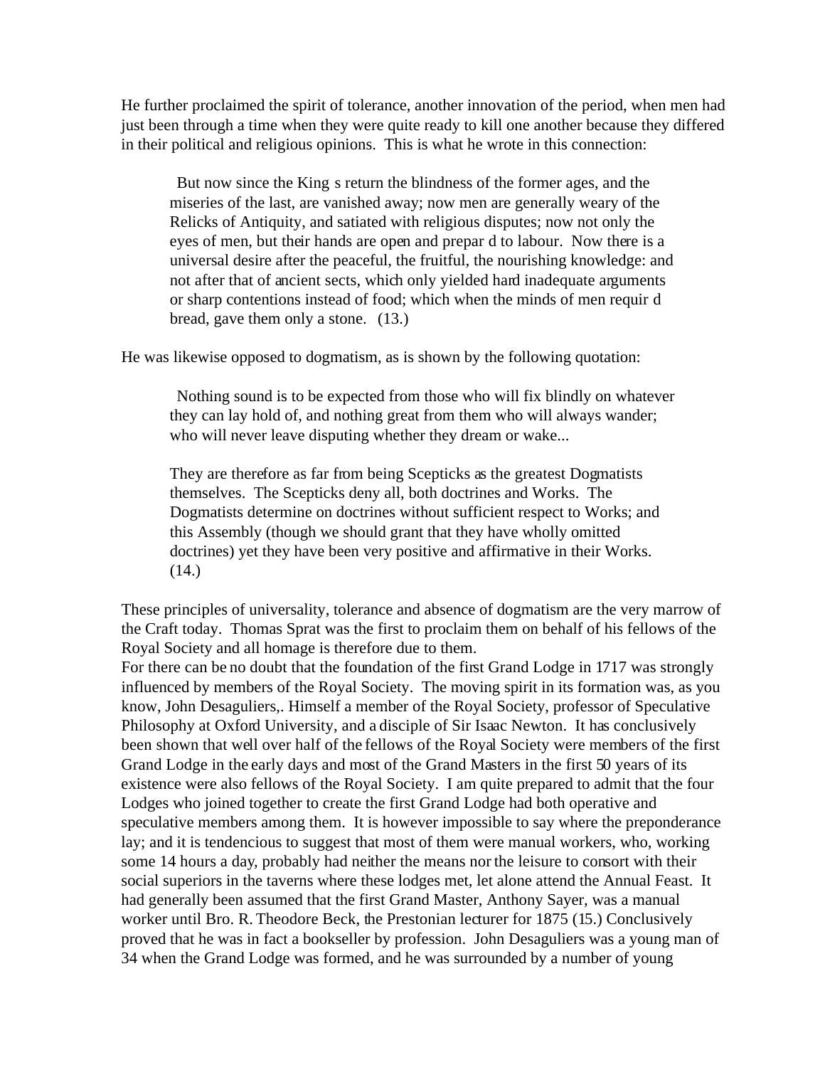He further proclaimed the spirit of tolerance, another innovation of the period, when men had just been through a time when they were quite ready to kill one another because they differed in their political and religious opinions. This is what he wrote in this connection:

> But now since the King s return the blindness of the former ages, and the miseries of the last, are vanished away; now men are generally weary of the Relicks of Antiquity, and satiated with religious disputes; now not only the eyes of men, but their hands are open and prepar d to labour. Now there is a universal desire after the peaceful, the fruitful, the nourishing knowledge: and not after that of ancient sects, which only yielded hard inadequate arguments or sharp contentions instead of food; which when the minds of men requir d bread, gave them only a stone. (13.)

He was likewise opposed to dogmatism, as is shown by the following quotation:

> Nothing sound is to be expected from those who will fix blindly on whatever they can lay hold of, and nothing great from them who will always wander; who will never leave disputing whether they dream or wake...
>
> They are therefore as far from being Scepticks as the greatest Dogmatists themselves. The Scepticks deny all, both doctrines and Works. The Dogmatists determine on doctrines without sufficient respect to Works; and this Assembly (though we should grant that they have wholly omitted doctrines) yet they have been very positive and affirmative in their Works. (14.)

These principles of universality, tolerance and absence of dogmatism are the very marrow of the Craft today. Thomas Sprat was the first to proclaim them on behalf of his fellows of the Royal Society and all homage is therefore due to them.

For there can be no doubt that the foundation of the first Grand Lodge in 1717 was strongly influenced by members of the Royal Society. The moving spirit in its formation was, as you know, John Desaguliers,. Himself a member of the Royal Society, professor of Speculative Philosophy at Oxford University, and a disciple of Sir Isaac Newton. It has conclusively been shown that well over half of the fellows of the Royal Society were members of the first Grand Lodge in the early days and most of the Grand Masters in the first 50 years of its existence were also fellows of the Royal Society. I am quite prepared to admit that the four Lodges who joined together to create the first Grand Lodge had both operative and speculative members among them. It is however impossible to say where the preponderance lay; and it is tendencious to suggest that most of them were manual workers, who, working some 14 hours a day, probably had neither the means nor the leisure to consort with their social superiors in the taverns where these lodges met, let alone attend the Annual Feast. It had generally been assumed that the first Grand Master, Anthony Sayer, was a manual worker until Bro. R. Theodore Beck, the Prestonian lecturer for 1875 (15.) Conclusively proved that he was in fact a bookseller by profession. John Desaguliers was a young man of 34 when the Grand Lodge was formed, and he was surrounded by a number of young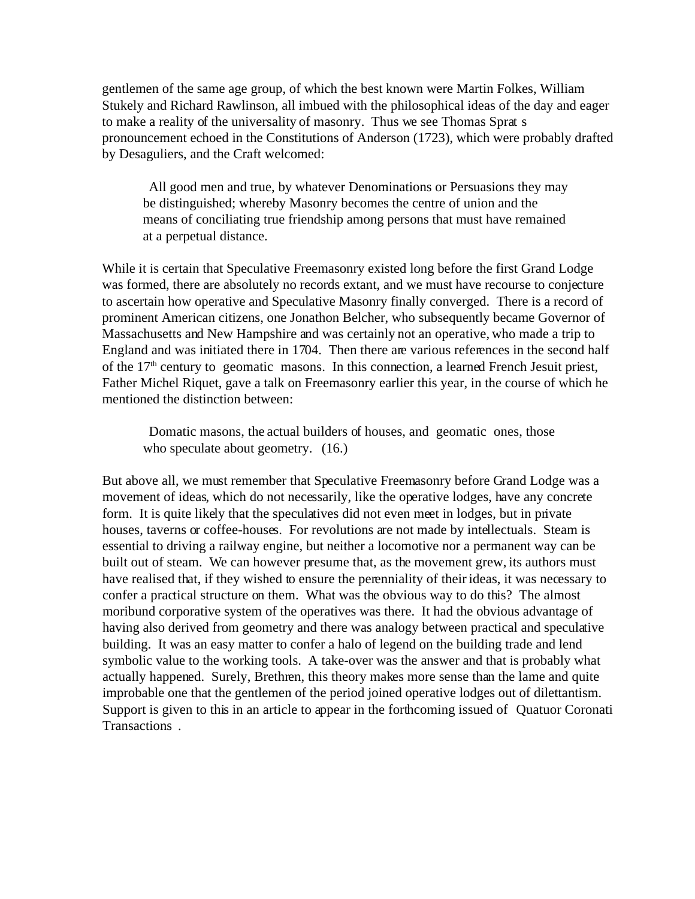gentlemen of the same age group, of which the best known were Martin Folkes, William Stukely and Richard Rawlinson, all imbued with the philosophical ideas of the day and eager to make a reality of the universality of masonry. Thus we see Thomas Sprat s pronouncement echoed in the Constitutions of Anderson (1723), which were probably drafted by Desaguliers, and the Craft welcomed:

> All good men and true, by whatever Denominations or Persuasions they may be distinguished; whereby Masonry becomes the centre of union and the means of conciliating true friendship among persons that must have remained at a perpetual distance.

While it is certain that Speculative Freemasonry existed long before the first Grand Lodge was formed, there are absolutely no records extant, and we must have recourse to conjecture to ascertain how operative and Speculative Masonry finally converged. There is a record of prominent American citizens, one Jonathon Belcher, who subsequently became Governor of Massachusetts and New Hampshire and was certainly not an operative, who made a trip to England and was initiated there in 1704. Then there are various references in the second half of the 17th century to geomatic masons. In this connection, a learned French Jesuit priest, Father Michel Riquet, gave a talk on Freemasonry earlier this year, in the course of which he mentioned the distinction between:

> Domatic masons, the actual builders of houses, and geomatic ones, those who speculate about geometry. (16.)

But above all, we must remember that Speculative Freemasonry before Grand Lodge was a movement of ideas, which do not necessarily, like the operative lodges, have any concrete form. It is quite likely that the speculatives did not even meet in lodges, but in private houses, taverns or coffee-houses. For revolutions are not made by intellectuals. Steam is essential to driving a railway engine, but neither a locomotive nor a permanent way can be built out of steam. We can however presume that, as the movement grew, its authors must have realised that, if they wished to ensure the perenniality of their ideas, it was necessary to confer a practical structure on them. What was the obvious way to do this? The almost moribund corporative system of the operatives was there. It had the obvious advantage of having also derived from geometry and there was analogy between practical and speculative building. It was an easy matter to confer a halo of legend on the building trade and lend symbolic value to the working tools. A take-over was the answer and that is probably what actually happened. Surely, Brethren, this theory makes more sense than the lame and quite improbable one that the gentlemen of the period joined operative lodges out of dilettantism. Support is given to this in an article to appear in the forthcoming issued of Quatuor Coronati Transactions .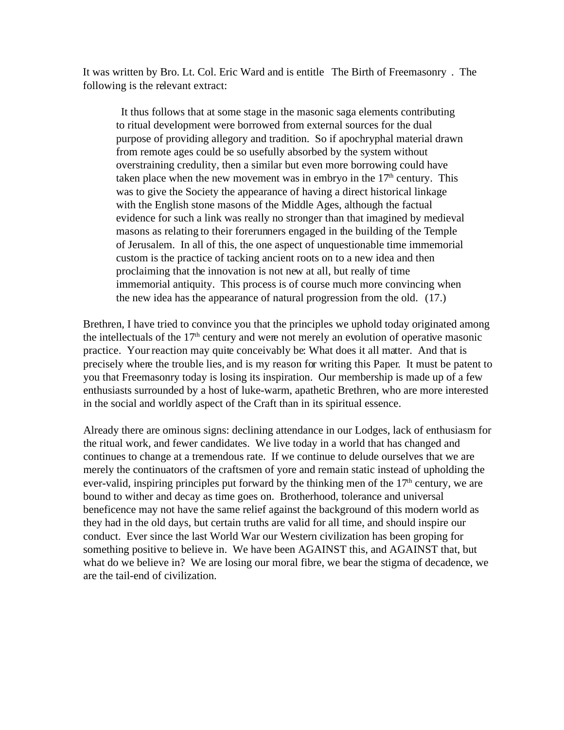It was written by Bro. Lt. Col. Eric Ward and is entitle The Birth of Freemasonry . The following is the relevant extract:

> It thus follows that at some stage in the masonic saga elements contributing to ritual development were borrowed from external sources for the dual purpose of providing allegory and tradition. So if apochryphal material drawn from remote ages could be so usefully absorbed by the system without overstraining credulity, then a similar but even more borrowing could have taken place when the new movement was in embryo in the 17th century. This was to give the Society the appearance of having a direct historical linkage with the English stone masons of the Middle Ages, although the factual evidence for such a link was really no stronger than that imagined by medieval masons as relating to their forerunners engaged in the building of the Temple of Jerusalem. In all of this, the one aspect of unquestionable time immemorial custom is the practice of tacking ancient roots on to a new idea and then proclaiming that the innovation is not new at all, but really of time immemorial antiquity. This process is of course much more convincing when the new idea has the appearance of natural progression from the old. (17.)

Brethren, I have tried to convince you that the principles we uphold today originated among the intellectuals of the 17th century and were not merely an evolution of operative masonic practice. Your reaction may quite conceivably be: What does it all matter. And that is precisely where the trouble lies, and is my reason for writing this Paper. It must be patent to you that Freemasonry today is losing its inspiration. Our membership is made up of a few enthusiasts surrounded by a host of luke-warm, apathetic Brethren, who are more interested in the social and worldly aspect of the Craft than in its spiritual essence.

Already there are ominous signs: declining attendance in our Lodges, lack of enthusiasm for the ritual work, and fewer candidates. We live today in a world that has changed and continues to change at a tremendous rate. If we continue to delude ourselves that we are merely the continuators of the craftsmen of yore and remain static instead of upholding the ever-valid, inspiring principles put forward by the thinking men of the 17th century, we are bound to wither and decay as time goes on. Brotherhood, tolerance and universal beneficence may not have the same relief against the background of this modern world as they had in the old days, but certain truths are valid for all time, and should inspire our conduct. Ever since the last World War our Western civilization has been groping for something positive to believe in. We have been AGAINST this, and AGAINST that, but what do we believe in? We are losing our moral fibre, we bear the stigma of decadence, we are the tail-end of civilization.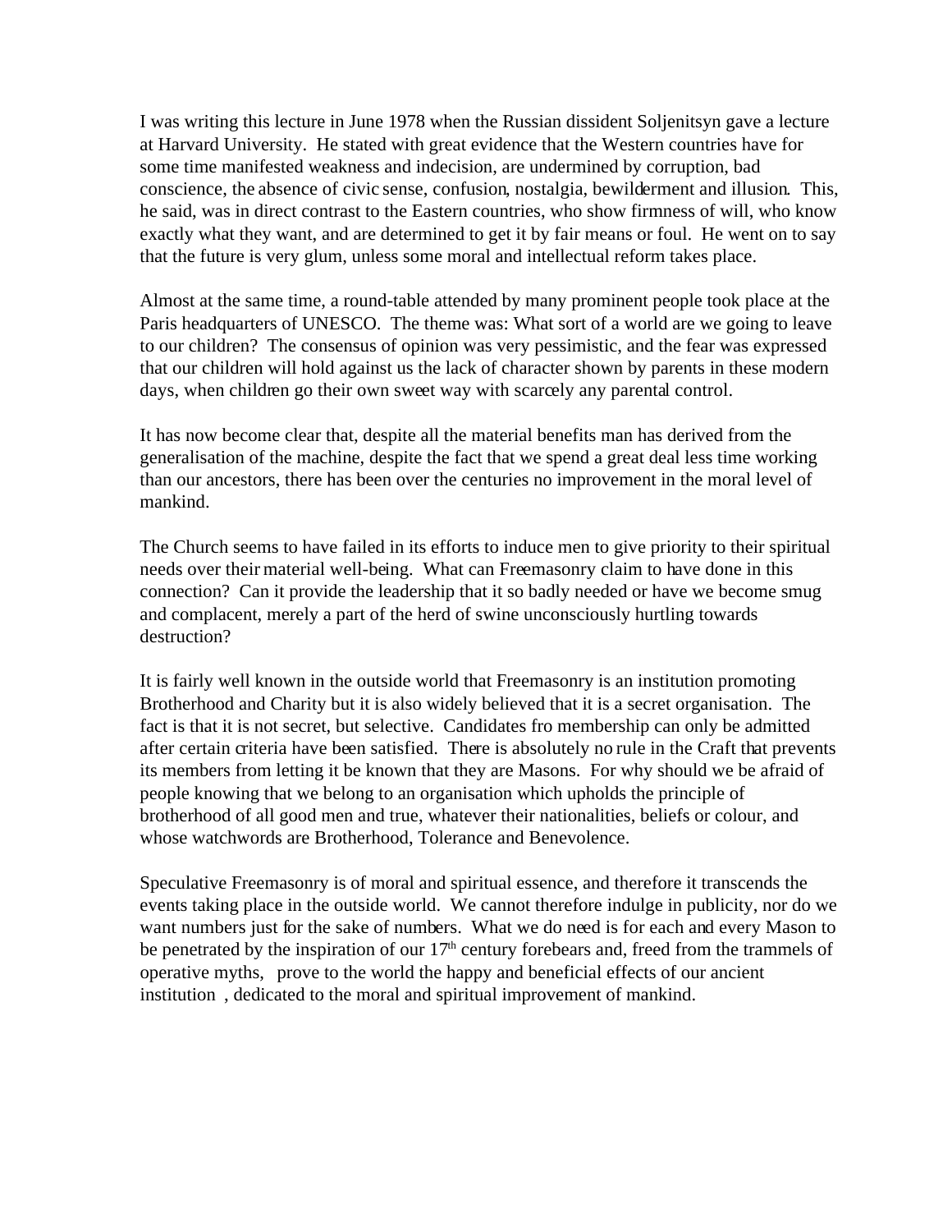I was writing this lecture in June 1978 when the Russian dissident Soljenitsyn gave a lecture at Harvard University. He stated with great evidence that the Western countries have for some time manifested weakness and indecision, are undermined by corruption, bad conscience, the absence of civic sense, confusion, nostalgia, bewilderment and illusion. This, he said, was in direct contrast to the Eastern countries, who show firmness of will, who know exactly what they want, and are determined to get it by fair means or foul. He went on to say that the future is very glum, unless some moral and intellectual reform takes place.

Almost at the same time, a round-table attended by many prominent people took place at the Paris headquarters of UNESCO. The theme was: What sort of a world are we going to leave to our children? The consensus of opinion was very pessimistic, and the fear was expressed that our children will hold against us the lack of character shown by parents in these modern days, when children go their own sweet way with scarcely any parental control.

It has now become clear that, despite all the material benefits man has derived from the generalisation of the machine, despite the fact that we spend a great deal less time working than our ancestors, there has been over the centuries no improvement in the moral level of mankind.

The Church seems to have failed in its efforts to induce men to give priority to their spiritual needs over their material well-being. What can Freemasonry claim to have done in this connection? Can it provide the leadership that it so badly needed or have we become smug and complacent, merely a part of the herd of swine unconsciously hurtling towards destruction?

It is fairly well known in the outside world that Freemasonry is an institution promoting Brotherhood and Charity but it is also widely believed that it is a secret organisation. The fact is that it is not secret, but selective. Candidates fro membership can only be admitted after certain criteria have been satisfied. There is absolutely no rule in the Craft that prevents its members from letting it be known that they are Masons. For why should we be afraid of people knowing that we belong to an organisation which upholds the principle of brotherhood of all good men and true, whatever their nationalities, beliefs or colour, and whose watchwords are Brotherhood, Tolerance and Benevolence.

Speculative Freemasonry is of moral and spiritual essence, and therefore it transcends the events taking place in the outside world. We cannot therefore indulge in publicity, nor do we want numbers just for the sake of numbers. What we do need is for each and every Mason to be penetrated by the inspiration of our 17th century forebears and, freed from the trammels of operative myths, prove to the world the happy and beneficial effects of our ancient institution , dedicated to the moral and spiritual improvement of mankind.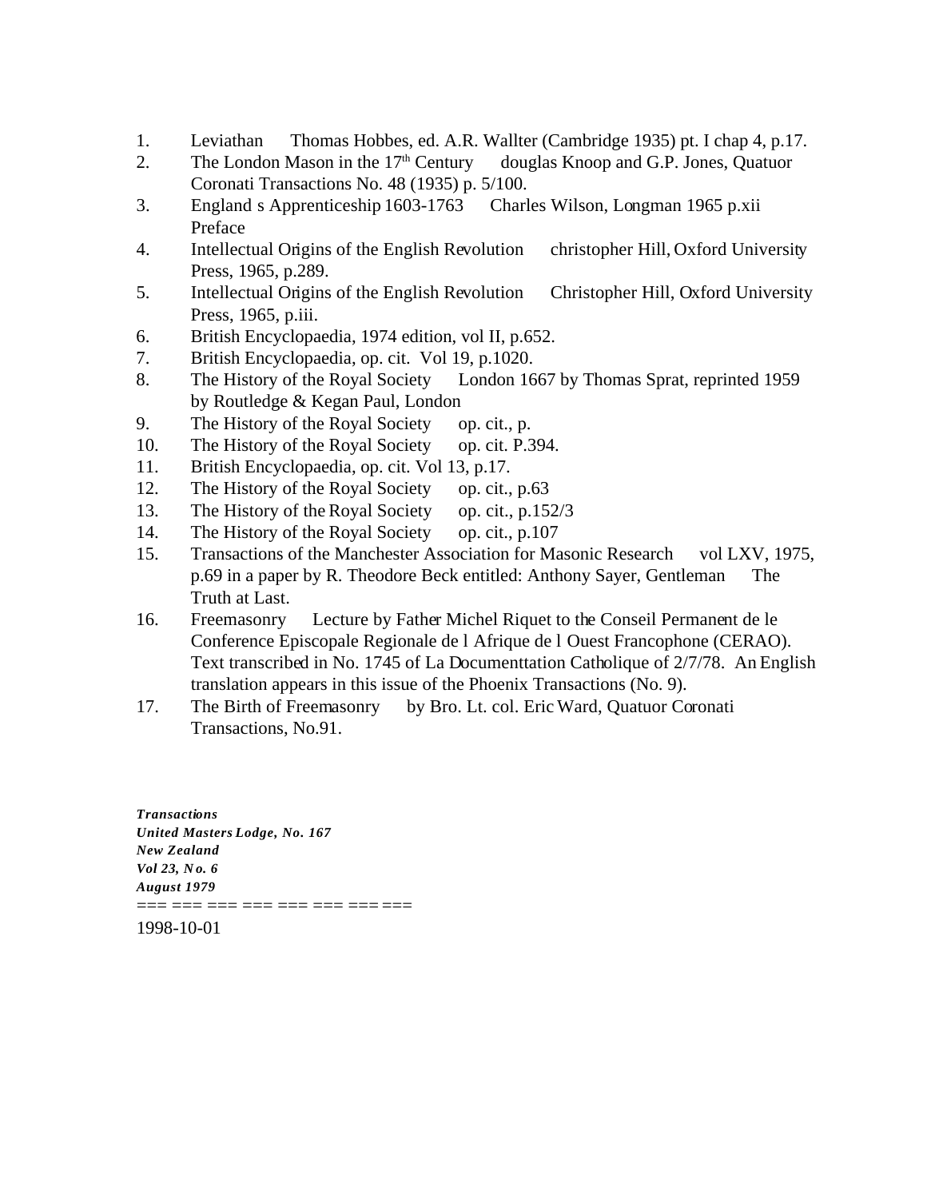1. Leviathan Thomas Hobbes, ed. A.R. Wallter (Cambridge 1935) pt. I chap 4, p.17.
2. The London Mason in the 17th Century douglas Knoop and G.P. Jones, Quatuor Coronati Transactions No. 48 (1935) p. 5/100.
3. England s Apprenticeship 1603-1763 Charles Wilson, Longman 1965 p.xii Preface
4. Intellectual Origins of the English Revolution christopher Hill, Oxford University Press, 1965, p.289.
5. Intellectual Origins of the English Revolution Christopher Hill, Oxford University Press, 1965, p.iii.
6. British Encyclopaedia, 1974 edition, vol II, p.652.
7. British Encyclopaedia, op. cit. Vol 19, p.1020.
8. The History of the Royal Society London 1667 by Thomas Sprat, reprinted 1959 by Routledge & Kegan Paul, London
9. The History of the Royal Society op. cit., p.
10. The History of the Royal Society op. cit. P.394.
11. British Encyclopaedia, op. cit. Vol 13, p.17.
12. The History of the Royal Society op. cit., p.63
13. The History of the Royal Society op. cit., p.152/3
14. The History of the Royal Society op. cit., p.107
15. Transactions of the Manchester Association for Masonic Research vol LXV, 1975, p.69 in a paper by R. Theodore Beck entitled: Anthony Sayer, Gentleman The Truth at Last.
16. Freemasonry Lecture by Father Michel Riquet to the Conseil Permanent de le Conference Episcopale Regionale de l Afrique de l Ouest Francophone (CERAO). Text transcribed in No. 1745 of La Documenttation Catholique of 2/7/78. An English translation appears in this issue of the Phoenix Transactions (No. 9).
17. The Birth of Freemasonry by Bro. Lt. col. Eric Ward, Quatuor Coronati Transactions, No.91.

***Transactions***
***United Masters Lodge, No. 167***
***New Zealand***
***Vol 23, No. 6***
***August 1979***

=== === === === === === === ===

1998-10-01